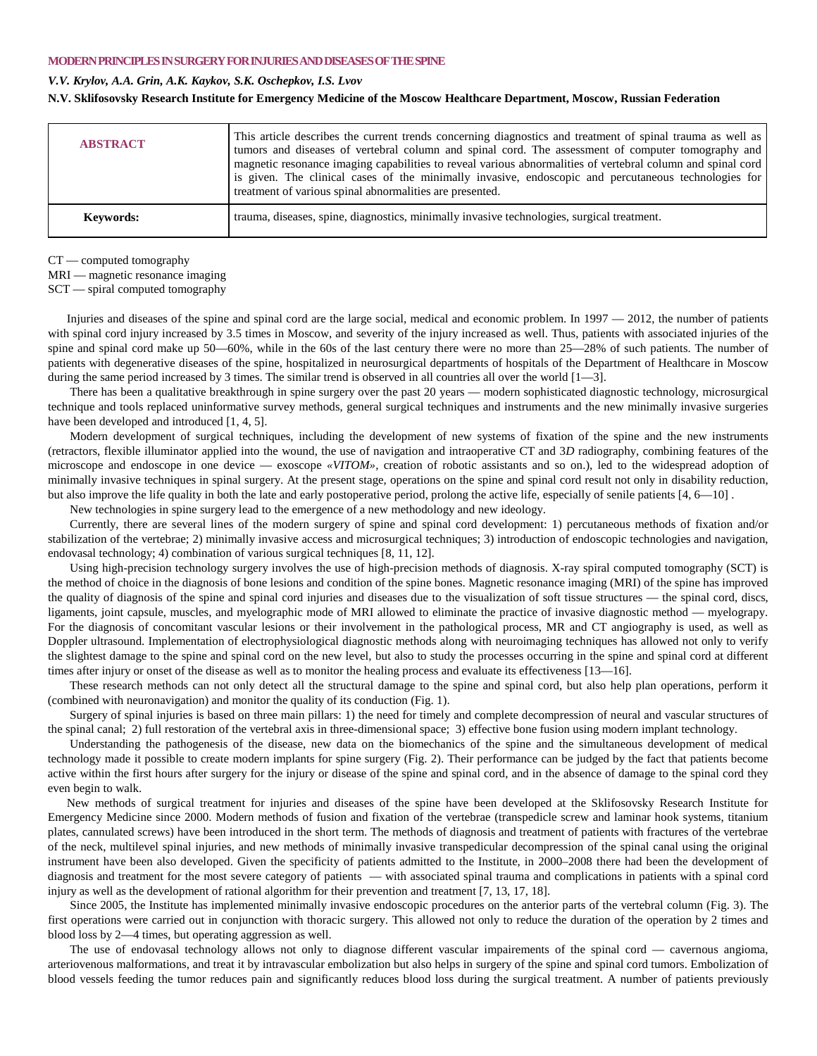# MODERN PRINCIPLES IN SURGERY FOR INJURIES AND DISEASES OF THE SPINE

*V.V. Krylov, A.A. Grin, A.K. Kaykov, S.K. Oschepkov, I.S. Lvov*

**N.V. Sklifosovsky Research Institute for Emergency Medicine of the Moscow Healthcare Department, Moscow, Russian Federation**

| **ABSTRACT** | This article describes the current trends concerning diagnostics and treatment of spinal trauma as well as tumors and diseases of vertebral column and spinal cord. The assessment of computer tomography and magnetic resonance imaging capabilities to reveal various abnormalities of vertebral column and spinal cord is given. The clinical cases of the minimally invasive, endoscopic and percutaneous technologies for treatment of various spinal abnormalities are presented. |
|---|---|
| **Keywords:** | trauma, diseases, spine, diagnostics, minimally invasive technologies, surgical treatment. |

CT — computed tomography
MRI — magnetic resonance imaging
SCT — spiral computed tomography

Injuries and diseases of the spine and spinal cord are the large social, medical and economic problem. In 1997 — 2012, the number of patients with spinal cord injury increased by 3.5 times in Moscow, and severity of the injury increased as well. Thus, patients with associated injuries of the spine and spinal cord make up 50—60%, while in the 60s of the last century there were no more than 25—28% of such patients. The number of patients with degenerative diseases of the spine, hospitalized in neurosurgical departments of hospitals of the Department of Healthcare in Moscow during the same period increased by 3 times. The similar trend is observed in all countries all over the world [1—3].

There has been a qualitative breakthrough in spine surgery over the past 20 years — modern sophisticated diagnostic technology, microsurgical technique and tools replaced uninformative survey methods, general surgical techniques and instruments and the new minimally invasive surgeries have been developed and introduced [1, 4, 5].

Modern development of surgical techniques, including the development of new systems of fixation of the spine and the new instruments (retractors, flexible illuminator applied into the wound, the use of navigation and intraoperative CT and 3*D* radiography, combining features of the microscope and endoscope in one device — exoscope *«VITOM»*, creation of robotic assistants and so on.), led to the widespread adoption of minimally invasive techniques in spinal surgery. At the present stage, operations on the spine and spinal cord result not only in disability reduction, but also improve the life quality in both the late and early postoperative period, prolong the active life, especially of senile patients [4, 6—10] .

New technologies in spine surgery lead to the emergence of a new methodology and new ideology.

Currently, there are several lines of the modern surgery of spine and spinal cord development: 1) percutaneous methods of fixation and/or stabilization of the vertebrae; 2) minimally invasive access and microsurgical techniques; 3) introduction of endoscopic technologies and navigation, endovasal technology; 4) combination of various surgical techniques [8, 11, 12].

Using high-precision technology surgery involves the use of high-precision methods of diagnosis. X-ray spiral computed tomography (SCT) is the method of choice in the diagnosis of bone lesions and condition of the spine bones. Magnetic resonance imaging (MRI) of the spine has improved the quality of diagnosis of the spine and spinal cord injuries and diseases due to the visualization of soft tissue structures — the spinal cord, discs, ligaments, joint capsule, muscles, and myelographic mode of MRI allowed to eliminate the practice of invasive diagnostic method — myelograpy. For the diagnosis of concomitant vascular lesions or their involvement in the pathological process, MR and CT angiography is used, as well as Doppler ultrasound. Implementation of electrophysiological diagnostic methods along with neuroimaging techniques has allowed not only to verify the slightest damage to the spine and spinal cord on the new level, but also to study the processes occurring in the spine and spinal cord at different times after injury or onset of the disease as well as to monitor the healing process and evaluate its effectiveness [13—16].

These research methods can not only detect all the structural damage to the spine and spinal cord, but also help plan operations, perform it (combined with neuronavigation) and monitor the quality of its conduction (Fig. 1).

Surgery of spinal injuries is based on three main pillars: 1) the need for timely and complete decompression of neural and vascular structures of the spinal canal; 2) full restoration of the vertebral axis in three-dimensional space; 3) effective bone fusion using modern implant technology.

Understanding the pathogenesis of the disease, new data on the biomechanics of the spine and the simultaneous development of medical technology made it possible to create modern implants for spine surgery (Fig. 2). Their performance can be judged by the fact that patients become active within the first hours after surgery for the injury or disease of the spine and spinal cord, and in the absence of damage to the spinal cord they even begin to walk.

New methods of surgical treatment for injuries and diseases of the spine have been developed at the Sklifosovsky Research Institute for Emergency Medicine since 2000. Modern methods of fusion and fixation of the vertebrae (transpedicle screw and laminar hook systems, titanium plates, cannulated screws) have been introduced in the short term. The methods of diagnosis and treatment of patients with fractures of the vertebrae of the neck, multilevel spinal injuries, and new methods of minimally invasive transpedicular decompression of the spinal canal using the original instrument have been also developed. Given the specificity of patients admitted to the Institute, in 2000–2008 there had been the development of diagnosis and treatment for the most severe category of patients — with associated spinal trauma and complications in patients with a spinal cord injury as well as the development of rational algorithm for their prevention and treatment [7, 13, 17, 18].

Since 2005, the Institute has implemented minimally invasive endoscopic procedures on the anterior parts of the vertebral column (Fig. 3). The first operations were carried out in conjunction with thoracic surgery. This allowed not only to reduce the duration of the operation by 2 times and blood loss by 2—4 times, but operating aggression as well.

The use of endovasal technology allows not only to diagnose different vascular impairements of the spinal cord — cavernous angioma, arteriovenous malformations, and treat it by intravascular embolization but also helps in surgery of the spine and spinal cord tumors. Embolization of blood vessels feeding the tumor reduces pain and significantly reduces blood loss during the surgical treatment. A number of patients previously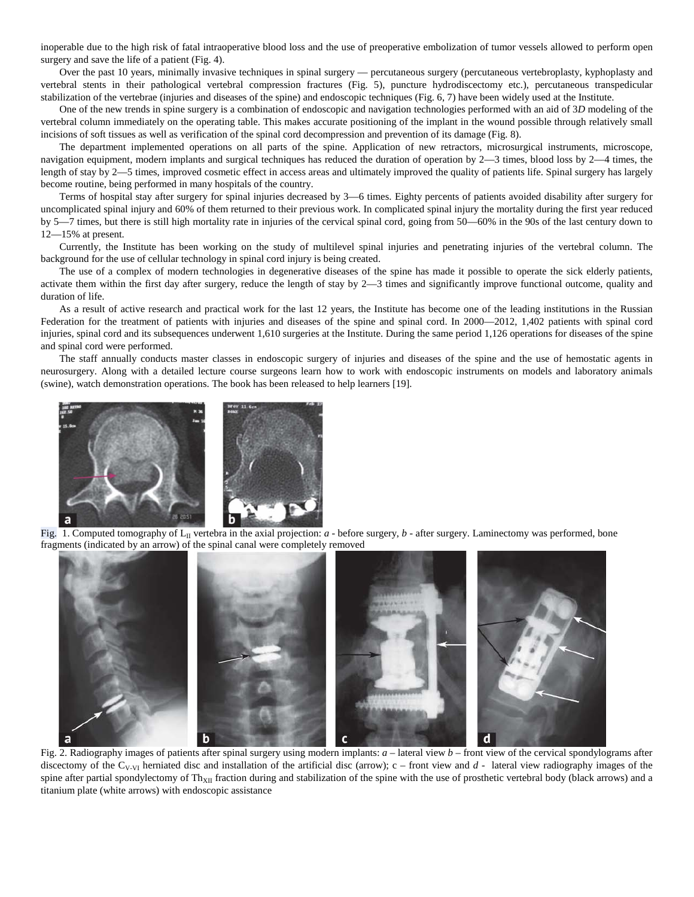inoperable due to the high risk of fatal intraoperative blood loss and the use of preoperative embolization of tumor vessels allowed to perform open surgery and save the life of a patient (Fig. 4).

Over the past 10 years, minimally invasive techniques in spinal surgery — percutaneous surgery (percutaneous vertebroplasty, kyphoplasty and vertebral stents in their pathological vertebral compression fractures (Fig. 5), puncture hydrodiscectomy etc.), percutaneous transpedicular stabilization of the vertebrae (injuries and diseases of the spine) and endoscopic techniques (Fig. 6, 7) have been widely used at the Institute.

One of the new trends in spine surgery is a combination of endoscopic and navigation technologies performed with an aid of 3*D* modeling of the vertebral column immediately on the operating table. This makes accurate positioning of the implant in the wound possible through relatively small incisions of soft tissues as well as verification of the spinal cord decompression and prevention of its damage (Fig. 8).

The department implemented operations on all parts of the spine. Application of new retractors, microsurgical instruments, microscope, navigation equipment, modern implants and surgical techniques has reduced the duration of operation by 2—3 times, blood loss by 2—4 times, the length of stay by 2—5 times, improved cosmetic effect in access areas and ultimately improved the quality of patients life. Spinal surgery has largely become routine, being performed in many hospitals of the country.

Terms of hospital stay after surgery for spinal injuries decreased by 3—6 times. Eighty percents of patients avoided disability after surgery for uncomplicated spinal injury and 60% of them returned to their previous work. In complicated spinal injury the mortality during the first year reduced by 5—7 times, but there is still high mortality rate in injuries of the cervical spinal cord, going from 50—60% in the 90s of the last century down to 12—15% at present.

Currently, the Institute has been working on the study of multilevel spinal injuries and penetrating injuries of the vertebral column. The background for the use of cellular technology in spinal cord injury is being created.

The use of a complex of modern technologies in degenerative diseases of the spine has made it possible to operate the sick elderly patients, activate them within the first day after surgery, reduce the length of stay by 2—3 times and significantly improve functional outcome, quality and duration of life.

As a result of active research and practical work for the last 12 years, the Institute has become one of the leading institutions in the Russian Federation for the treatment of patients with injuries and diseases of the spine and spinal cord. In 2000—2012, 1,402 patients with spinal cord injuries, spinal cord and its subsequences underwent 1,610 surgeries at the Institute. During the same period 1,126 operations for diseases of the spine and spinal cord were performed.

The staff annually conducts master classes in endoscopic surgery of injuries and diseases of the spine and the use of hemostatic agents in neurosurgery. Along with a detailed lecture course surgeons learn how to work with endoscopic instruments on models and laboratory animals (swine), watch demonstration operations. The book has been released to help learners [19].

Fig. 1. Computed tomography of $L_{II}$ vertebra in the axial projection: *a* - before surgery, *b* - after surgery. Laminectomy was performed, bone fragments (indicated by an arrow) of the spinal canal were completely removed

Fig. 2. Radiography images of patients after spinal surgery using modern implants: *a* – lateral view *b* – front view of the cervical spondylograms after discectomy of the $C_{V-VI}$ herniated disc and installation of the artificial disc (arrow); c – front view and *d* - lateral view radiography images of the spine after partial spondylectomy of $Th_{XII}$ fraction during and stabilization of the spine with the use of prosthetic vertebral body (black arrows) and a titanium plate (white arrows) with endoscopic assistance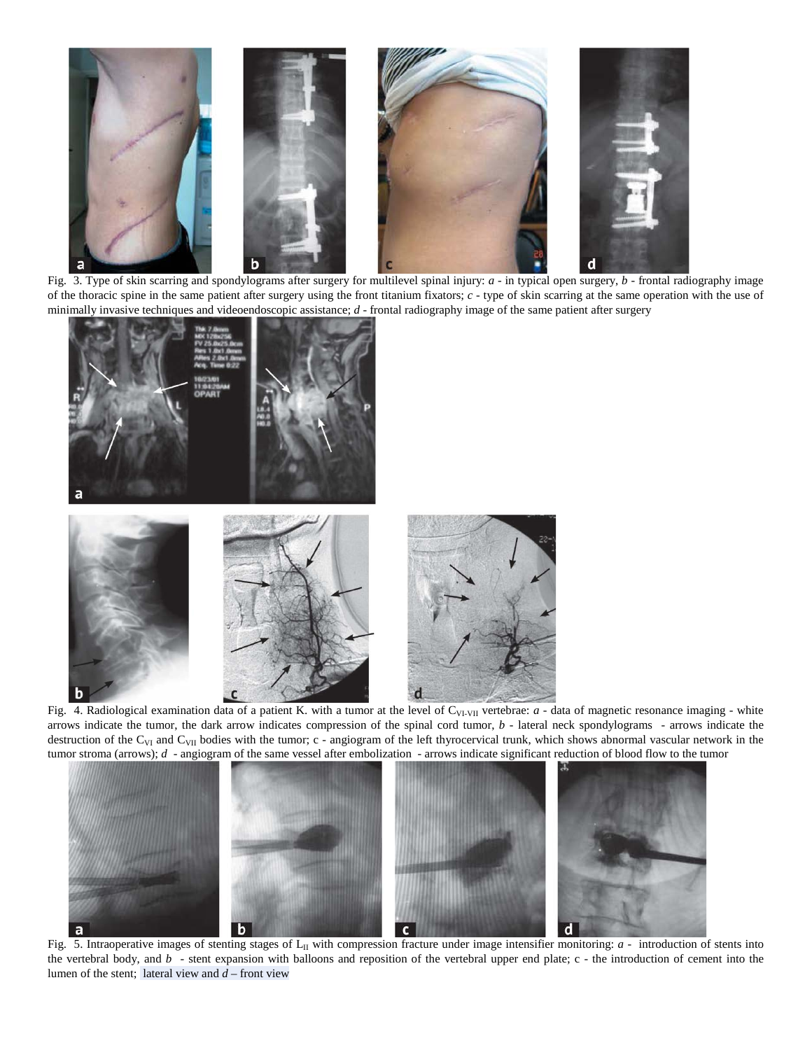Fig. 3. Type of skin scarring and spondylograms after surgery for multilevel spinal injury: *a* - in typical open surgery, *b* - frontal radiography image of the thoracic spine in the same patient after surgery using the front titanium fixators; *c* - type of skin scarring at the same operation with the use of minimally invasive techniques and videoendoscopic assistance; *d* - frontal radiography image of the same patient after surgery

Fig. 4. Radiological examination data of a patient K. with a tumor at the level of $C_{VI-VII}$ vertebrae: *a* - data of magnetic resonance imaging - white arrows indicate the tumor, the dark arrow indicates compression of the spinal cord tumor, *b* - lateral neck spondylograms - arrows indicate the destruction of the $C_{VI}$ and $C_{VII}$ bodies with the tumor; c - angiogram of the left thyrocervical trunk, which shows abnormal vascular network in the tumor stroma (arrows); *d* - angiogram of the same vessel after embolization - arrows indicate significant reduction of blood flow to the tumor

Fig. 5. Intraoperative images of stenting stages of $L_{II}$ with compression fracture under image intensifier monitoring: *a* - introduction of stents into the vertebral body, and *b* - stent expansion with balloons and reposition of the vertebral upper end plate; c - the introduction of cement into the lumen of the stent; lateral view and *d* – front view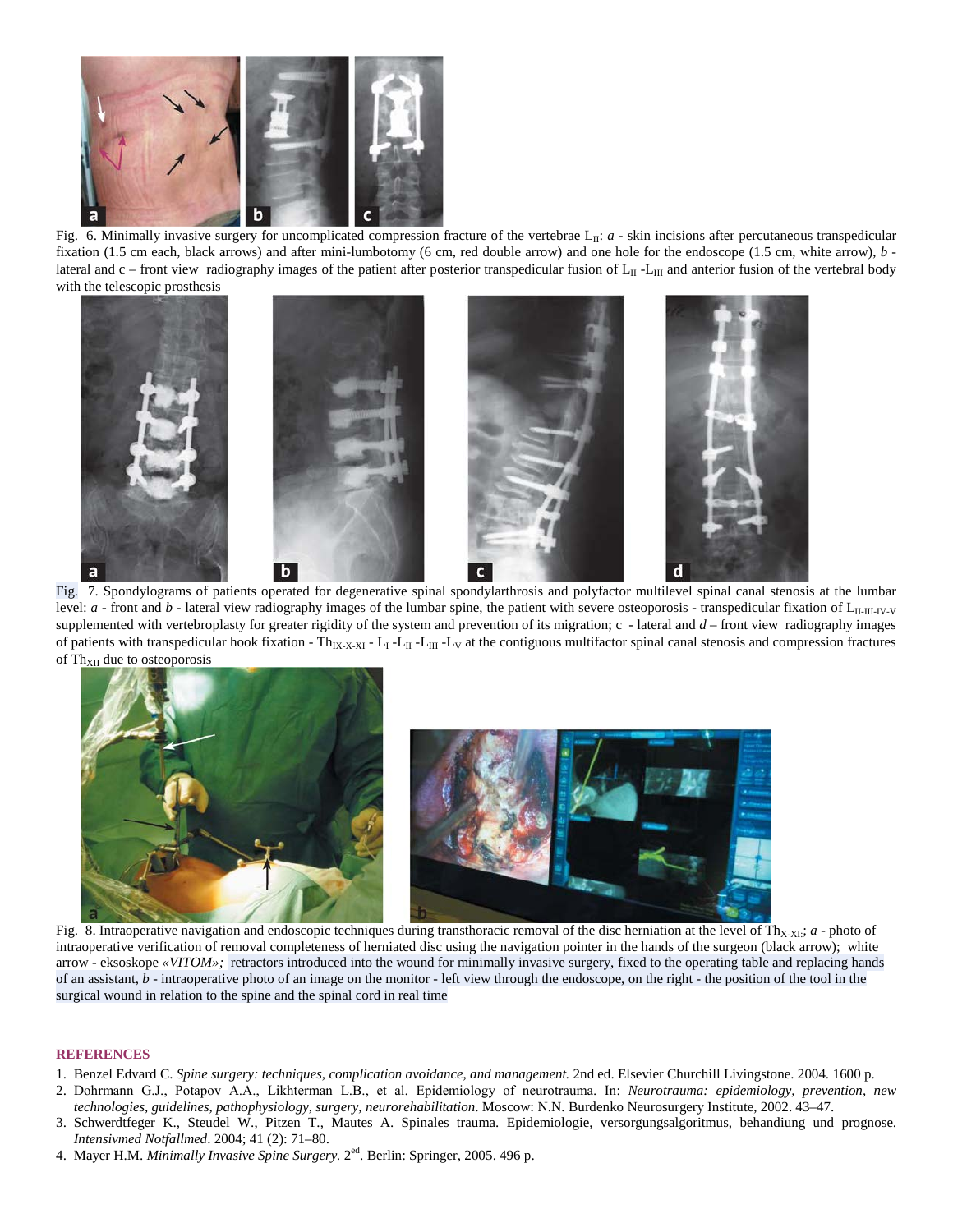Fig. 6. Minimally invasive surgery for uncomplicated compression fracture of the vertebrae $L_{II}$: *a* - skin incisions after percutaneous transpedicular fixation (1.5 cm each, black arrows) and after mini-lumbotomy (6 cm, red double arrow) and one hole for the endoscope (1.5 cm, white arrow), *b* - lateral and c – front view radiography images of the patient after posterior transpedicular fusion of $L_{II}$ -$L_{III}$ and anterior fusion of the vertebral body with the telescopic prosthesis

Fig. 7. Spondylograms of patients operated for degenerative spinal spondylarthrosis and polyfactor multilevel spinal canal stenosis at the lumbar level: *a* - front and *b* - lateral view radiography images of the lumbar spine, the patient with severe osteoporosis - transpedicular fixation of $L_{II\text{-}III\text{-}IV\text{-}V}$ supplemented with vertebroplasty for greater rigidity of the system and prevention of its migration; c - lateral and *d* – front view radiography images of patients with transpedicular hook fixation - $Th_{IX\text{-}X\text{-}XI}$ - $L_I$ -$L_{II}$ -$L_{III}$ -$L_V$ at the contiguous multifactor spinal canal stenosis and compression fractures of $Th_{XII}$ due to osteoporosis

Fig. 8. Intraoperative navigation and endoscopic techniques during transthoracic removal of the disc herniation at the level of $Th_{X\text{-}XI}$; *a* - photo of intraoperative verification of removal completeness of herniated disc using the navigation pointer in the hands of the surgeon (black arrow); white arrow - eksoskope *«VITOM»;* retractors introduced into the wound for minimally invasive surgery, fixed to the operating table and replacing hands of an assistant, *b* - intraoperative photo of an image on the monitor - left view through the endoscope, on the right - the position of the tool in the surgical wound in relation to the spine and the spinal cord in real time

## REFERENCES

1. Benzel Edvard C. *Spine surgery: techniques, complication avoidance, and management.* 2nd ed. Elsevier Churchill Livingstone. 2004. 1600 p.
2. Dohrmann G.J., Potapov A.A., Likhterman L.B., et al. Epidemiology of neurotrauma. In: *Neurotrauma: epidemiology, prevention, new technologies, guidelines, pathophysiology, surgery, neurorehabilitation*. Moscow: N.N. Burdenko Neurosurgery Institute, 2002. 43–47.
3. Schwerdtfeger K., Steudel W., Pitzen T., Mautes A. Spinales trauma. Epidemiologie, versorgungsalgoritmus, behandiung und prognose. *Intensivmed Notfallmed*. 2004; 41 (2): 71–80.
4. Mayer H.M. *Minimally Invasive Spine Surgery.* 2[ed]. Berlin: Springer, 2005. 496 p.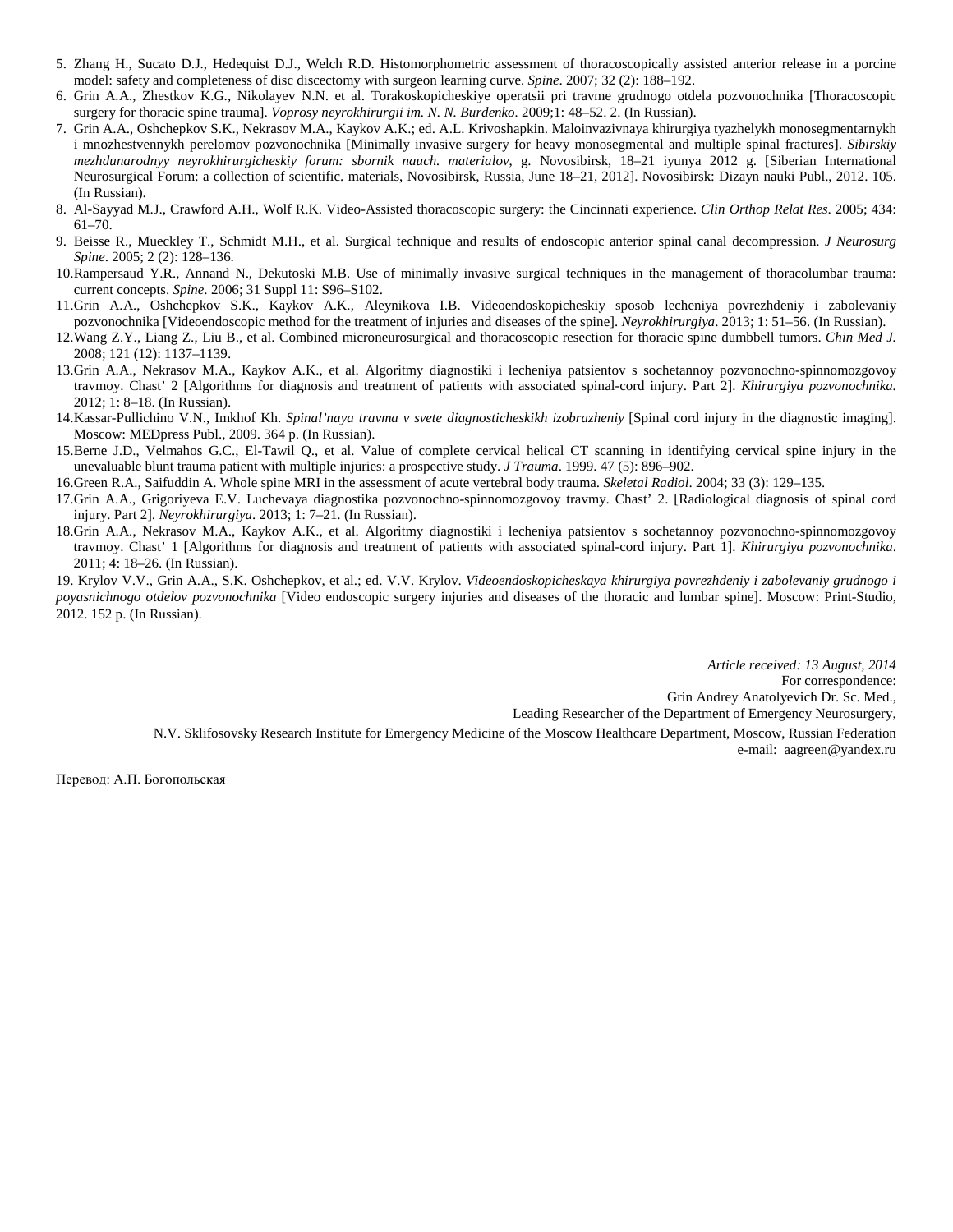5. Zhang H., Sucato D.J., Hedequist D.J., Welch R.D. Histomorphometric assessment of thoracoscopically assisted anterior release in a porcine model: safety and completeness of disc discectomy with surgeon learning curve. *Spine*. 2007; 32 (2): 188–192.
6. Grin A.A., Zhestkov K.G., Nikolayev N.N. et al. Torakoskopicheskiye operatsii pri travme grudnogo otdela pozvonochnika [Thoracoscopic surgery for thoracic spine trauma]. *Voprosy neyrokhirurgii im. N. N. Burdenko*. 2009;1: 48–52. 2. (In Russian).
7. Grin A.A., Oshchepkov S.K., Nekrasov M.A., Kaykov A.K.; ed. A.L. Krivoshapkin. Maloinvazivnaya khirurgiya tyazhelykh monosegmentarnykh i mnozhestvennykh perelomov pozvonochnika [Minimally invasive surgery for heavy monosegmental and multiple spinal fractures]. *Sibirskiy mezhdunarodnyy neyrokhirurgicheskiy forum: sbornik nauch. materialov*, g. Novosibirsk, 18–21 iyunya 2012 g. [Siberian International Neurosurgical Forum: a collection of scientific. materials, Novosibirsk, Russia, June 18–21, 2012]. Novosibirsk: Dizayn nauki Publ., 2012. 105. (In Russian).
8. Al-Sayyad M.J., Crawford A.H., Wolf R.K. Video-Assisted thoracoscopic surgery: the Cincinnati experience. *Clin Orthop Relat Res*. 2005; 434: 61–70.
9. Beisse R., Mueckley T., Schmidt M.H., et al. Surgical technique and results of endoscopic anterior spinal canal decompression. *J Neurosurg Spine*. 2005; 2 (2): 128–136.
10. Rampersaud Y.R., Annand N., Dekutoski M.B. Use of minimally invasive surgical techniques in the management of thoracolumbar trauma: current concepts. *Spine*. 2006; 31 Suppl 11: S96–S102.
11. Grin A.A., Oshchepkov S.K., Kaykov A.K., Aleynikova I.B. Videoendoskopicheskiy sposob lecheniya povrezhdeniy i zabolevaniy pozvonochnika [Videoendoscopic method for the treatment of injuries and diseases of the spine]. *Neyrokhirurgiya*. 2013; 1: 51–56. (In Russian).
12. Wang Z.Y., Liang Z., Liu B., et al. Combined microneurosurgical and thoracoscopic resection for thoracic spine dumbbell tumors. *Chin Med J.* 2008; 121 (12): 1137–1139.
13. Grin A.A., Nekrasov M.A., Kaykov A.K., et al. Algoritmy diagnostiki i lecheniya patsientov s sochetannoy pozvonochno-spinnomozgovoy travmoy. Chast' 2 [Algorithms for diagnosis and treatment of patients with associated spinal-cord injury. Part 2]. *Khirurgiya pozvonochnika.* 2012; 1: 8–18. (In Russian).
14. Kassar-Pullichino V.N., Imkhof Kh. *Spinal'naya travma v svete diagnosticheskikh izobrazheniy* [Spinal cord injury in the diagnostic imaging]. Moscow: MEDpress Publ., 2009. 364 p. (In Russian).
15. Berne J.D., Velmahos G.C., El-Tawil Q., et al. Value of complete cervical helical CT scanning in identifying cervical spine injury in the unevaluable blunt trauma patient with multiple injuries: a prospective study. *J Trauma*. 1999. 47 (5): 896–902.
16. Green R.A., Saifuddin A. Whole spine MRI in the assessment of acute vertebral body trauma. *Skeletal Radiol*. 2004; 33 (3): 129–135.
17. Grin A.A., Grigoriyeva E.V. Luchevaya diagnostika pozvonochno-spinnomozgovoy travmy. Chast' 2. [Radiological diagnosis of spinal cord injury. Part 2]. *Neyrokhirurgiya*. 2013; 1: 7–21. (In Russian).
18. Grin A.A., Nekrasov M.A., Kaykov A.K., et al. Algoritmy diagnostiki i lecheniya patsientov s sochetannoy pozvonochno-spinnomozgovoy travmoy. Chast' 1 [Algorithms for diagnosis and treatment of patients with associated spinal-cord injury. Part 1]. *Khirurgiya pozvonochnika*. 2011; 4: 18–26. (In Russian).
19. Krylov V.V., Grin A.A., S.K. Oshchepkov, et al.; ed. V.V. Krylov. *Videoendoskopicheskaya khirurgiya povrezhdeniy i zabolevaniy grudnogo i poyasnichnogo otdelov pozvonochnika* [Video endoscopic surgery injuries and diseases of the thoracic and lumbar spine]. Moscow: Print-Studio, 2012. 152 p. (In Russian).

*Article received: 13 August, 2014*
For correspondence:
Grin Andrey Anatolyevich Dr. Sc. Med.,
Leading Researcher of the Department of Emergency Neurosurgery,
N.V. Sklifosovsky Research Institute for Emergency Medicine of the Moscow Healthcare Department, Moscow, Russian Federation
e-mail: aagreen@yandex.ru

Перевод: А.П. Богопольская